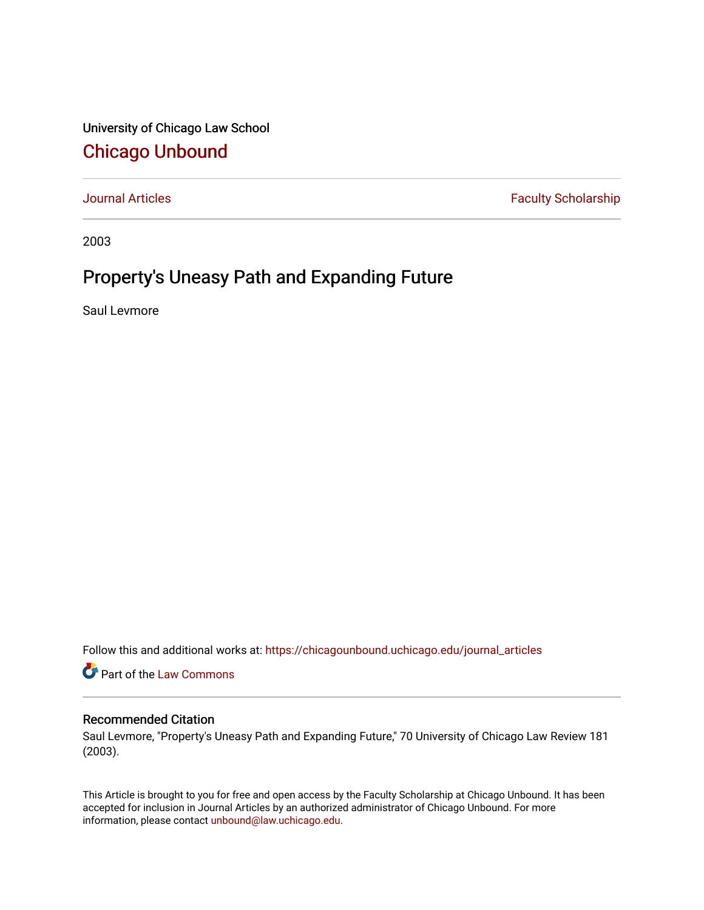University of Chicago Law School

## Chicago Unbound

Journal Articles | Faculty Scholarship

2003

# Property's Uneasy Path and Expanding Future

Saul Levmore

Follow this and additional works at: https://chicagounbound.uchicago.edu/journal_articles

Part of the Law Commons

### Recommended Citation

Saul Levmore, "Property's Uneasy Path and Expanding Future," 70 University of Chicago Law Review 181 (2003).

This Article is brought to you for free and open access by the Faculty Scholarship at Chicago Unbound. It has been accepted for inclusion in Journal Articles by an authorized administrator of Chicago Unbound. For more information, please contact unbound@law.uchicago.edu.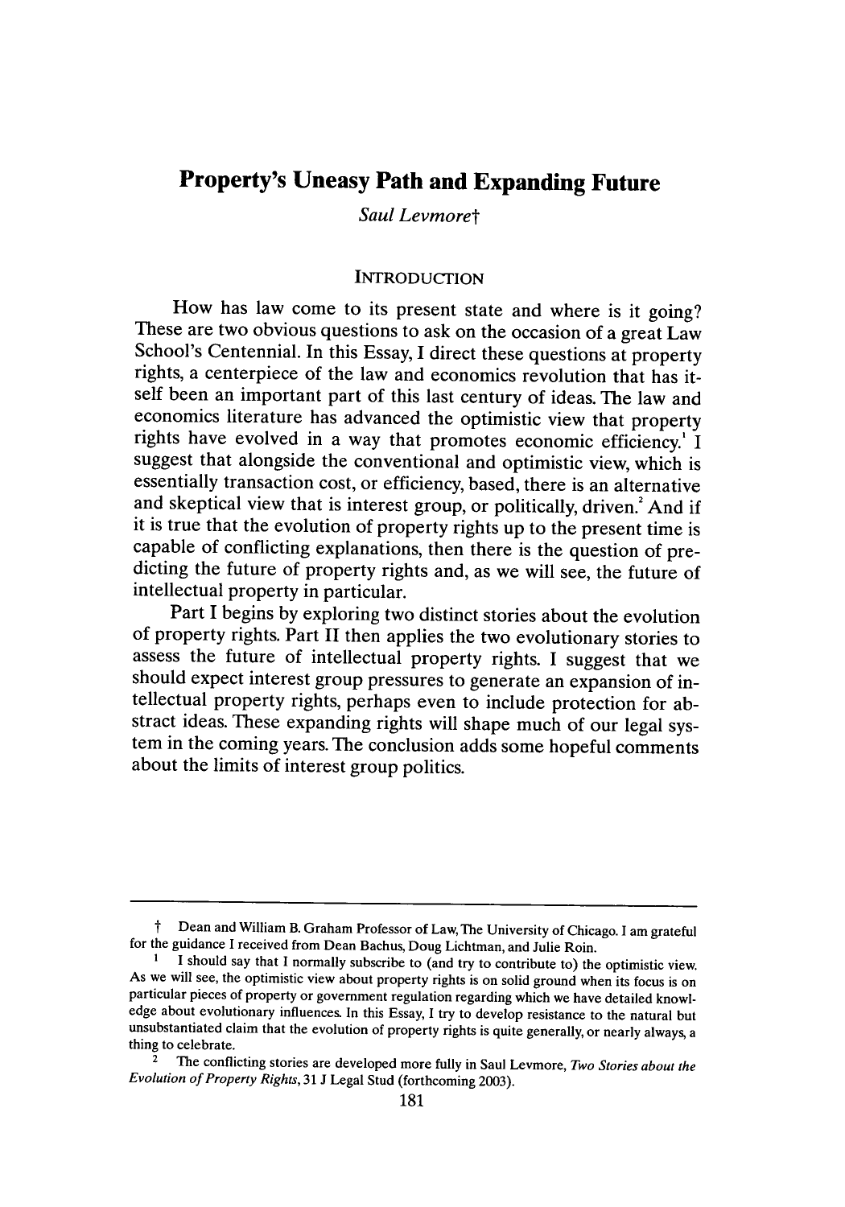# Property's Uneasy Path and Expanding Future

*Saul Levmore*†

## INTRODUCTION

How has law come to its present state and where is it going? These are two obvious questions to ask on the occasion of a great Law School's Centennial. In this Essay, I direct these questions at property rights, a centerpiece of the law and economics revolution that has itself been an important part of this last century of ideas. The law and economics literature has advanced the optimistic view that property rights have evolved in a way that promotes economic efficiency.[1] I suggest that alongside the conventional and optimistic view, which is essentially transaction cost, or efficiency, based, there is an alternative and skeptical view that is interest group, or politically, driven.[2] And if it is true that the evolution of property rights up to the present time is capable of conflicting explanations, then there is the question of predicting the future of property rights and, as we will see, the future of intellectual property in particular.

Part I begins by exploring two distinct stories about the evolution of property rights. Part II then applies the two evolutionary stories to assess the future of intellectual property rights. I suggest that we should expect interest group pressures to generate an expansion of intellectual property rights, perhaps even to include protection for abstract ideas. These expanding rights will shape much of our legal system in the coming years. The conclusion adds some hopeful comments about the limits of interest group politics.

---

† Dean and William B. Graham Professor of Law, The University of Chicago. I am grateful for the guidance I received from Dean Bachus, Doug Lichtman, and Julie Roin.

1 I should say that I normally subscribe to (and try to contribute to) the optimistic view. As we will see, the optimistic view about property rights is on solid ground when its focus is on particular pieces of property or government regulation regarding which we have detailed knowledge about evolutionary influences. In this Essay, I try to develop resistance to the natural but unsubstantiated claim that the evolution of property rights is quite generally, or nearly always, a thing to celebrate.

2 The conflicting stories are developed more fully in Saul Levmore, *Two Stories about the Evolution of Property Rights*, 31 J Legal Stud (forthcoming 2003).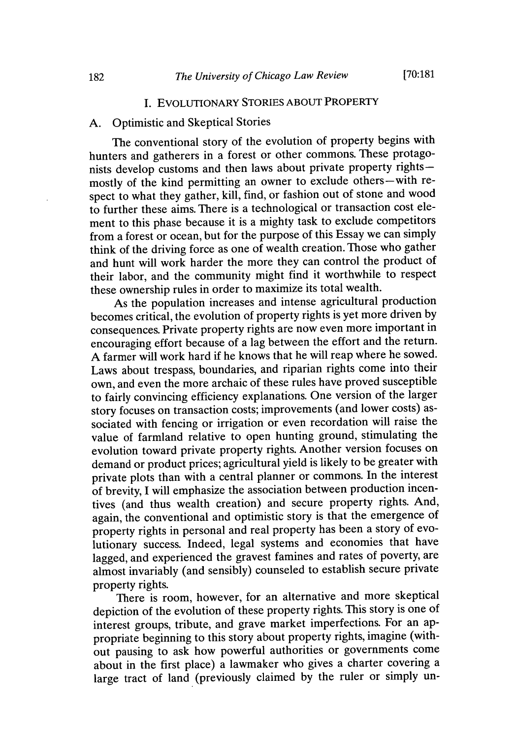## I. Evolutionary Stories about Property

### A. Optimistic and Skeptical Stories

The conventional story of the evolution of property begins with hunters and gatherers in a forest or other commons. These protagonists develop customs and then laws about private property rights—mostly of the kind permitting an owner to exclude others—with respect to what they gather, kill, find, or fashion out of stone and wood to further these aims. There is a technological or transaction cost element to this phase because it is a mighty task to exclude competitors from a forest or ocean, but for the purpose of this Essay we can simply think of the driving force as one of wealth creation. Those who gather and hunt will work harder the more they can control the product of their labor, and the community might find it worthwhile to respect these ownership rules in order to maximize its total wealth.

As the population increases and intense agricultural production becomes critical, the evolution of property rights is yet more driven by consequences. Private property rights are now even more important in encouraging effort because of a lag between the effort and the return. A farmer will work hard if he knows that he will reap where he sowed. Laws about trespass, boundaries, and riparian rights come into their own, and even the more archaic of these rules have proved susceptible to fairly convincing efficiency explanations. One version of the larger story focuses on transaction costs; improvements (and lower costs) associated with fencing or irrigation or even recordation will raise the value of farmland relative to open hunting ground, stimulating the evolution toward private property rights. Another version focuses on demand or product prices; agricultural yield is likely to be greater with private plots than with a central planner or commons. In the interest of brevity, I will emphasize the association between production incentives (and thus wealth creation) and secure property rights. And, again, the conventional and optimistic story is that the emergence of property rights in personal and real property has been a story of evolutionary success. Indeed, legal systems and economies that have lagged, and experienced the gravest famines and rates of poverty, are almost invariably (and sensibly) counseled to establish secure private property rights.

There is room, however, for an alternative and more skeptical depiction of the evolution of these property rights. This story is one of interest groups, tribute, and grave market imperfections. For an appropriate beginning to this story about property rights, imagine (without pausing to ask how powerful authorities or governments come about in the first place) a lawmaker who gives a charter covering a large tract of land (previously claimed by the ruler or simply un-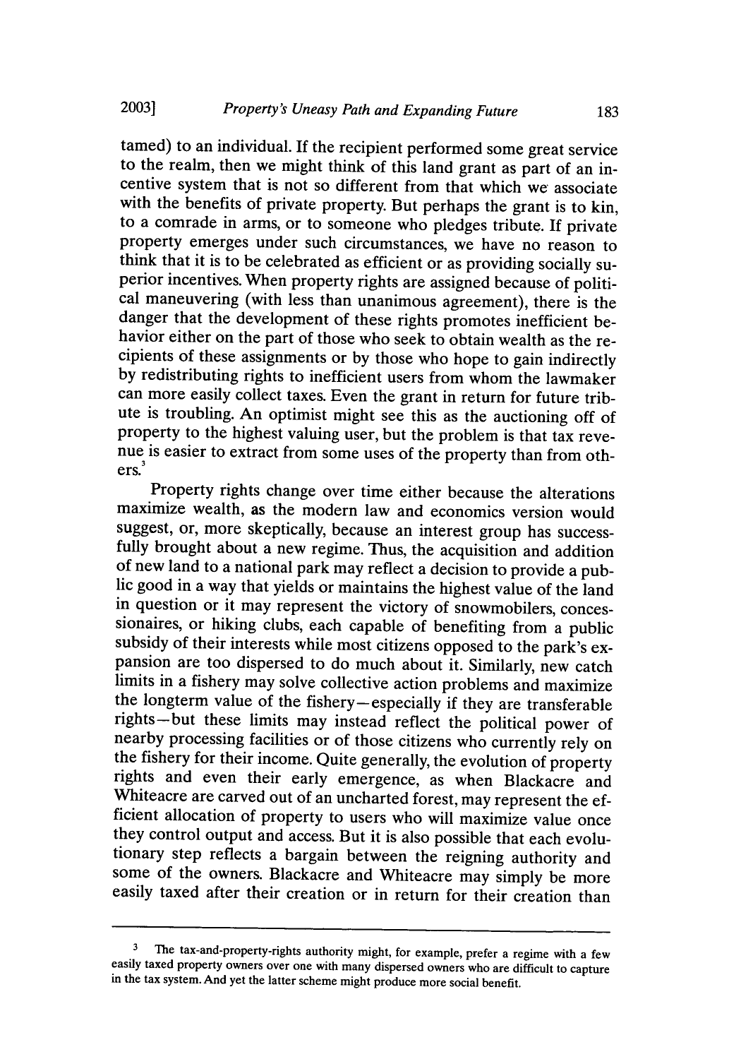tamed) to an individual. If the recipient performed some great service to the realm, then we might think of this land grant as part of an incentive system that is not so different from that which we associate with the benefits of private property. But perhaps the grant is to kin, to a comrade in arms, or to someone who pledges tribute. If private property emerges under such circumstances, we have no reason to think that it is to be celebrated as efficient or as providing socially superior incentives. When property rights are assigned because of political maneuvering (with less than unanimous agreement), there is the danger that the development of these rights promotes inefficient behavior either on the part of those who seek to obtain wealth as the recipients of these assignments or by those who hope to gain indirectly by redistributing rights to inefficient users from whom the lawmaker can more easily collect taxes. Even the grant in return for future tribute is troubling. An optimist might see this as the auctioning off of property to the highest valuing user, but the problem is that tax revenue is easier to extract from some uses of the property than from others.[3]

Property rights change over time either because the alterations maximize wealth, as the modern law and economics version would suggest, or, more skeptically, because an interest group has successfully brought about a new regime. Thus, the acquisition and addition of new land to a national park may reflect a decision to provide a public good in a way that yields or maintains the highest value of the land in question or it may represent the victory of snowmobilers, concessionaires, or hiking clubs, each capable of benefiting from a public subsidy of their interests while most citizens opposed to the park's expansion are too dispersed to do much about it. Similarly, new catch limits in a fishery may solve collective action problems and maximize the longterm value of the fishery—especially if they are transferable rights—but these limits may instead reflect the political power of nearby processing facilities or of those citizens who currently rely on the fishery for their income. Quite generally, the evolution of property rights and even their early emergence, as when Blackacre and Whiteacre are carved out of an uncharted forest, may represent the efficient allocation of property to users who will maximize value once they control output and access. But it is also possible that each evolutionary step reflects a bargain between the reigning authority and some of the owners. Blackacre and Whiteacre may simply be more easily taxed after their creation or in return for their creation than

---

[3] The tax-and-property-rights authority might, for example, prefer a regime with a few easily taxed property owners over one with many dispersed owners who are difficult to capture in the tax system. And yet the latter scheme might produce more social benefit.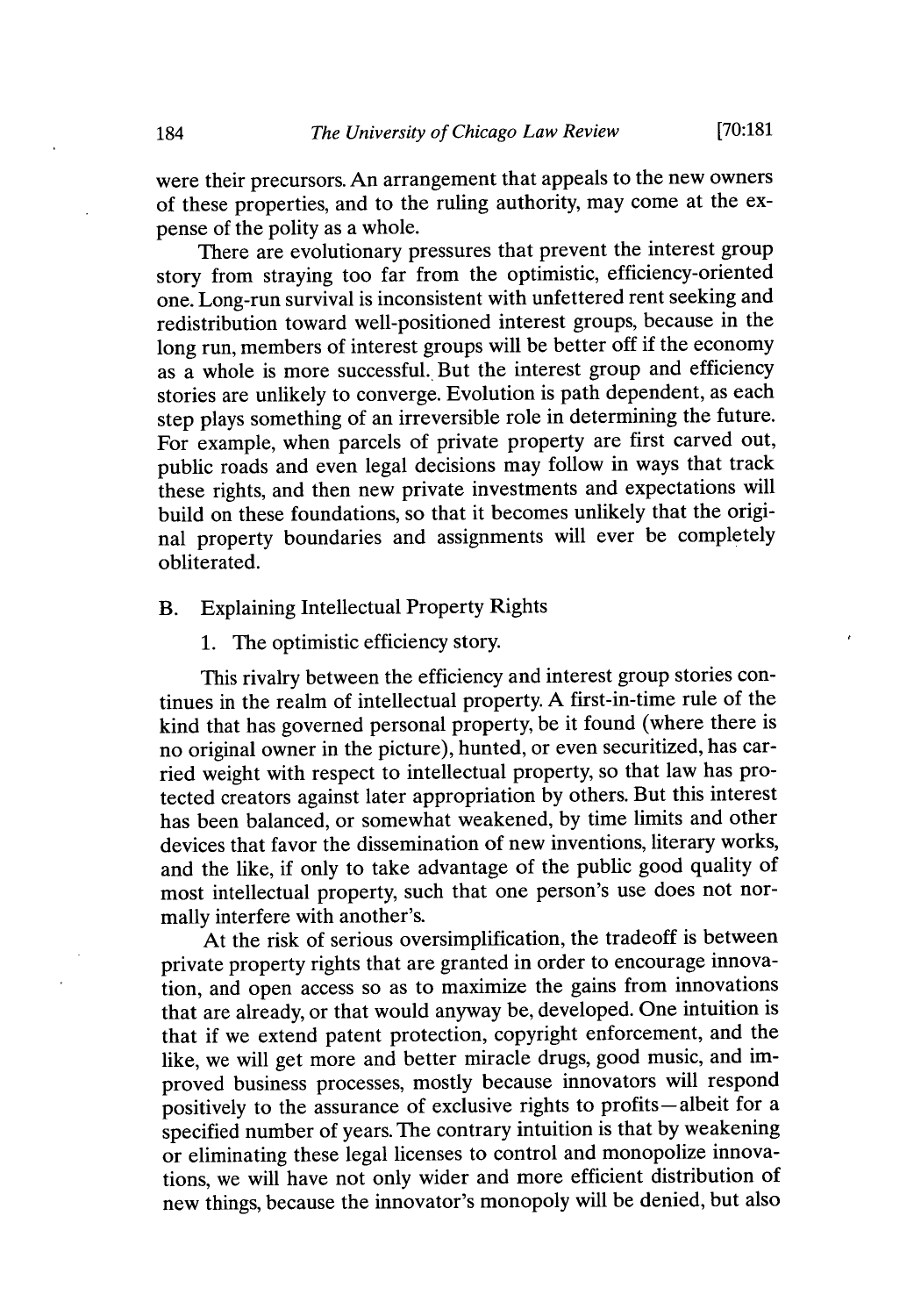were their precursors. An arrangement that appeals to the new owners of these properties, and to the ruling authority, may come at the expense of the polity as a whole.

There are evolutionary pressures that prevent the interest group story from straying too far from the optimistic, efficiency-oriented one. Long-run survival is inconsistent with unfettered rent seeking and redistribution toward well-positioned interest groups, because in the long run, members of interest groups will be better off if the economy as a whole is more successful. But the interest group and efficiency stories are unlikely to converge. Evolution is path dependent, as each step plays something of an irreversible role in determining the future. For example, when parcels of private property are first carved out, public roads and even legal decisions may follow in ways that track these rights, and then new private investments and expectations will build on these foundations, so that it becomes unlikely that the original property boundaries and assignments will ever be completely obliterated.

### B. Explaining Intellectual Property Rights

#### 1. The optimistic efficiency story.

This rivalry between the efficiency and interest group stories continues in the realm of intellectual property. A first-in-time rule of the kind that has governed personal property, be it found (where there is no original owner in the picture), hunted, or even securitized, has carried weight with respect to intellectual property, so that law has protected creators against later appropriation by others. But this interest has been balanced, or somewhat weakened, by time limits and other devices that favor the dissemination of new inventions, literary works, and the like, if only to take advantage of the public good quality of most intellectual property, such that one person's use does not normally interfere with another's.

At the risk of serious oversimplification, the tradeoff is between private property rights that are granted in order to encourage innovation, and open access so as to maximize the gains from innovations that are already, or that would anyway be, developed. One intuition is that if we extend patent protection, copyright enforcement, and the like, we will get more and better miracle drugs, good music, and improved business processes, mostly because innovators will respond positively to the assurance of exclusive rights to profits—albeit for a specified number of years. The contrary intuition is that by weakening or eliminating these legal licenses to control and monopolize innovations, we will have not only wider and more efficient distribution of new things, because the innovator's monopoly will be denied, but also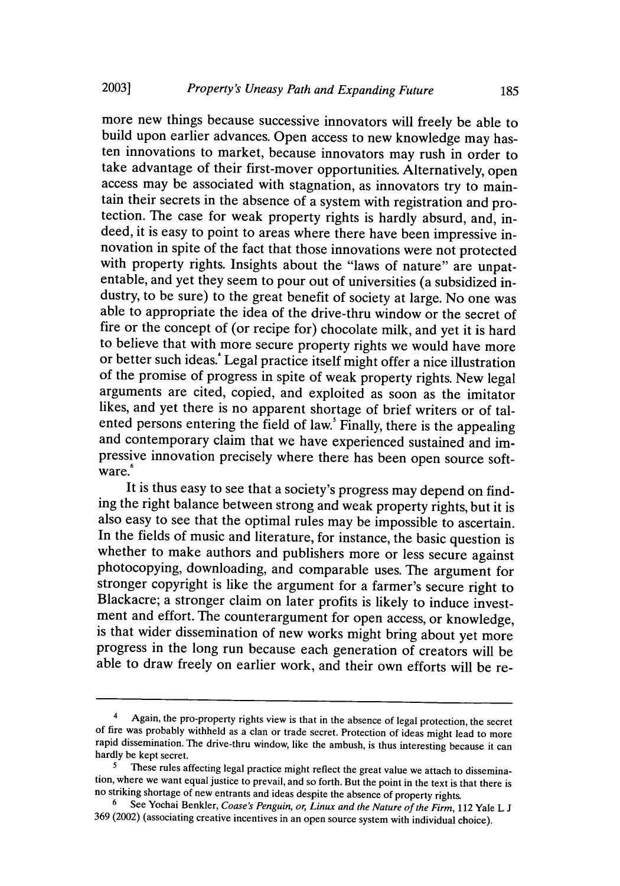more new things because successive innovators will freely be able to build upon earlier advances. Open access to new knowledge may hasten innovations to market, because innovators may rush in order to take advantage of their first-mover opportunities. Alternatively, open access may be associated with stagnation, as innovators try to maintain their secrets in the absence of a system with registration and protection. The case for weak property rights is hardly absurd, and, indeed, it is easy to point to areas where there have been impressive innovation in spite of the fact that those innovations were not protected with property rights. Insights about the "laws of nature" are unpatentable, and yet they seem to pour out of universities (a subsidized industry, to be sure) to the great benefit of society at large. No one was able to appropriate the idea of the drive-thru window or the secret of fire or the concept of (or recipe for) chocolate milk, and yet it is hard to believe that with more secure property rights we would have more or better such ideas.[4] Legal practice itself might offer a nice illustration of the promise of progress in spite of weak property rights. New legal arguments are cited, copied, and exploited as soon as the imitator likes, and yet there is no apparent shortage of brief writers or of talented persons entering the field of law.[5] Finally, there is the appealing and contemporary claim that we have experienced sustained and impressive innovation precisely where there has been open source software.[6]

It is thus easy to see that a society's progress may depend on finding the right balance between strong and weak property rights, but it is also easy to see that the optimal rules may be impossible to ascertain. In the fields of music and literature, for instance, the basic question is whether to make authors and publishers more or less secure against photocopying, downloading, and comparable uses. The argument for stronger copyright is like the argument for a farmer's secure right to Blackacre; a stronger claim on later profits is likely to induce investment and effort. The counterargument for open access, or knowledge, is that wider dissemination of new works might bring about yet more progress in the long run because each generation of creators will be able to draw freely on earlier work, and their own efforts will be re-

---

[4] Again, the pro-property rights view is that in the absence of legal protection, the secret of fire was probably withheld as a clan or trade secret. Protection of ideas might lead to more rapid dissemination. The drive-thru window, like the ambush, is thus interesting because it can hardly be kept secret.

[5] These rules affecting legal practice might reflect the great value we attach to dissemination, where we want equal justice to prevail, and so forth. But the point in the text is that there is no striking shortage of new entrants and ideas despite the absence of property rights.

[6] See Yochai Benkler, *Coase's Penguin, or, Linux and the Nature of the Firm*, 112 Yale L J 369 (2002) (associating creative incentives in an open source system with individual choice).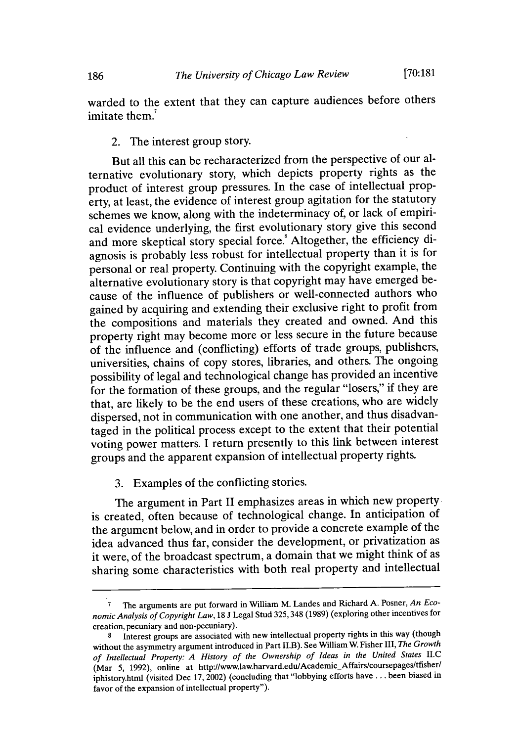warded to the extent that they can capture audiences before others imitate them.[7]

2. The interest group story.

But all this can be recharacterized from the perspective of our alternative evolutionary story, which depicts property rights as the product of interest group pressures. In the case of intellectual property, at least, the evidence of interest group agitation for the statutory schemes we know, along with the indeterminacy of, or lack of empirical evidence underlying, the first evolutionary story give this second and more skeptical story special force.[8] Altogether, the efficiency diagnosis is probably less robust for intellectual property than it is for personal or real property. Continuing with the copyright example, the alternative evolutionary story is that copyright may have emerged because of the influence of publishers or well-connected authors who gained by acquiring and extending their exclusive right to profit from the compositions and materials they created and owned. And this property right may become more or less secure in the future because of the influence and (conflicting) efforts of trade groups, publishers, universities, chains of copy stores, libraries, and others. The ongoing possibility of legal and technological change has provided an incentive for the formation of these groups, and the regular "losers," if they are that, are likely to be the end users of these creations, who are widely dispersed, not in communication with one another, and thus disadvantaged in the political process except to the extent that their potential voting power matters. I return presently to this link between interest groups and the apparent expansion of intellectual property rights.

3. Examples of the conflicting stories.

The argument in Part II emphasizes areas in which new property is created, often because of technological change. In anticipation of the argument below, and in order to provide a concrete example of the idea advanced thus far, consider the development, or privatization as it were, of the broadcast spectrum, a domain that we might think of as sharing some characteristics with both real property and intellectual

---

[7] The arguments are put forward in William M. Landes and Richard A. Posner, *An Economic Analysis of Copyright Law*, 18 J Legal Stud 325, 348 (1989) (exploring other incentives for creation, pecuniary and non-pecuniary).

[8] Interest groups are associated with new intellectual property rights in this way (though without the asymmetry argument introduced in Part II.B). See William W. Fisher III, *The Growth of Intellectual Property: A History of the Ownership of Ideas in the United States* II.C (Mar 5, 1992), online at http://www.law.harvard.edu/Academic_Affairs/coursepages/tfisher/iphistory.html (visited Dec 17, 2002) (concluding that "lobbying efforts have ... been biased in favor of the expansion of intellectual property").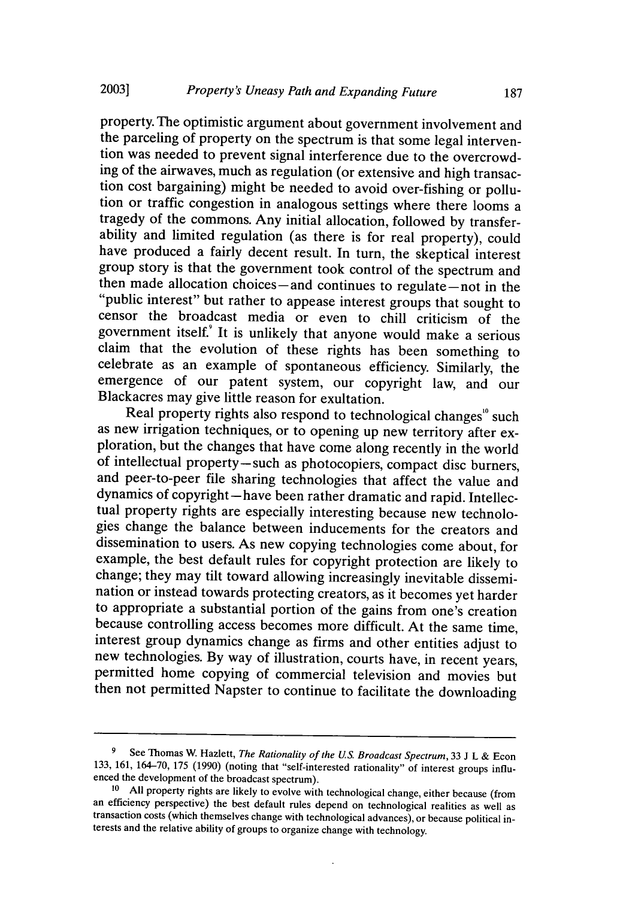property. The optimistic argument about government involvement and the parceling of property on the spectrum is that some legal intervention was needed to prevent signal interference due to the overcrowding of the airwaves, much as regulation (or extensive and high transaction cost bargaining) might be needed to avoid over-fishing or pollution or traffic congestion in analogous settings where there looms a tragedy of the commons. Any initial allocation, followed by transferability and limited regulation (as there is for real property), could have produced a fairly decent result. In turn, the skeptical interest group story is that the government took control of the spectrum and then made allocation choices—and continues to regulate—not in the "public interest" but rather to appease interest groups that sought to censor the broadcast media or even to chill criticism of the government itself.[9] It is unlikely that anyone would make a serious claim that the evolution of these rights has been something to celebrate as an example of spontaneous efficiency. Similarly, the emergence of our patent system, our copyright law, and our Blackacres may give little reason for exultation.

Real property rights also respond to technological changes[10] such as new irrigation techniques, or to opening up new territory after exploration, but the changes that have come along recently in the world of intellectual property—such as photocopiers, compact disc burners, and peer-to-peer file sharing technologies that affect the value and dynamics of copyright—have been rather dramatic and rapid. Intellectual property rights are especially interesting because new technologies change the balance between inducements for the creators and dissemination to users. As new copying technologies come about, for example, the best default rules for copyright protection are likely to change; they may tilt toward allowing increasingly inevitable dissemination or instead towards protecting creators, as it becomes yet harder to appropriate a substantial portion of the gains from one's creation because controlling access becomes more difficult. At the same time, interest group dynamics change as firms and other entities adjust to new technologies. By way of illustration, courts have, in recent years, permitted home copying of commercial television and movies but then not permitted Napster to continue to facilitate the downloading

---

[9] See Thomas W. Hazlett, *The Rationality of the U.S. Broadcast Spectrum*, 33 J L & Econ 133, 161, 164–70, 175 (1990) (noting that "self-interested rationality" of interest groups influenced the development of the broadcast spectrum).

[10] All property rights are likely to evolve with technological change, either because (from an efficiency perspective) the best default rules depend on technological realities as well as transaction costs (which themselves change with technological advances), or because political interests and the relative ability of groups to organize change with technology.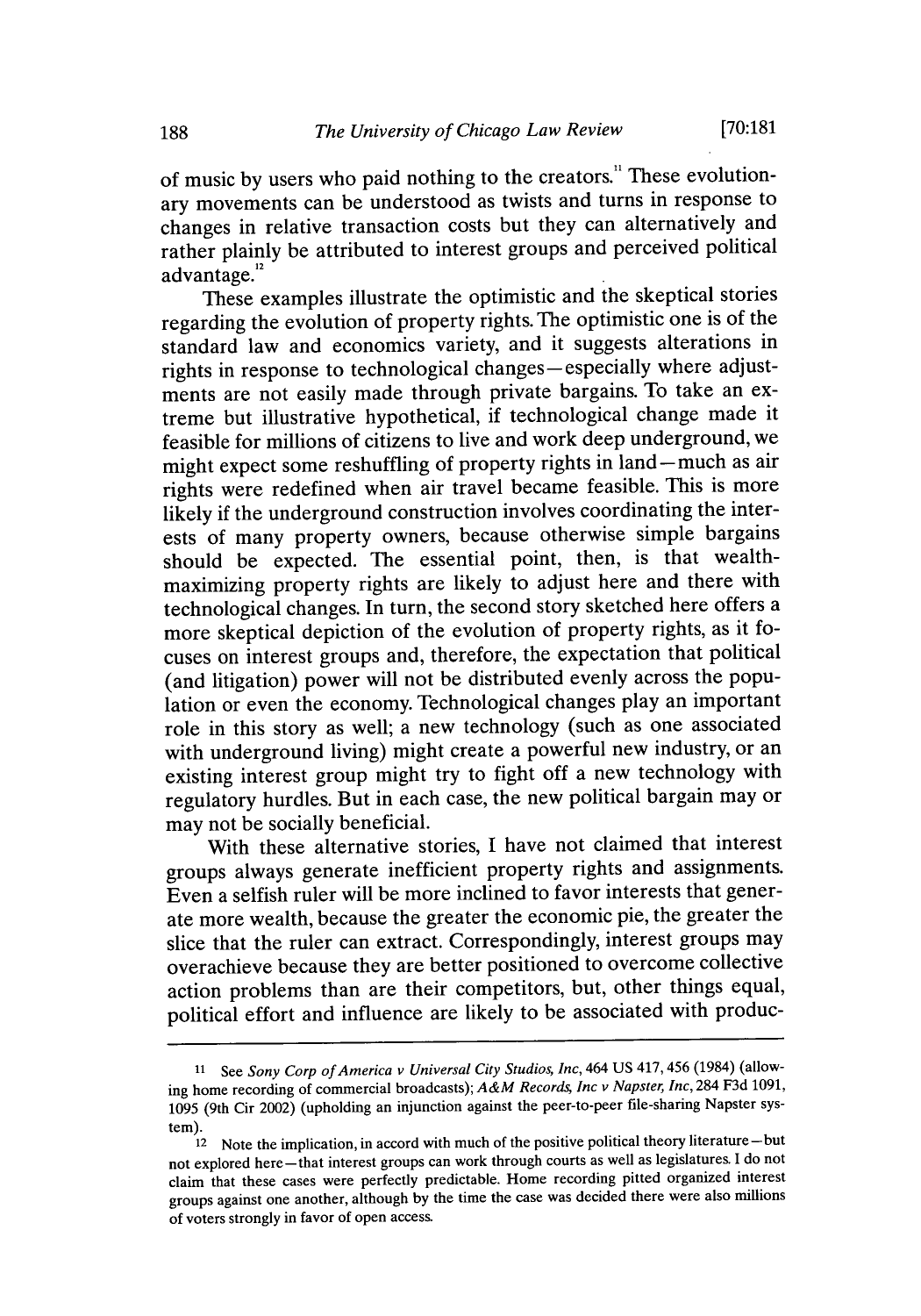of music by users who paid nothing to the creators.[11] These evolutionary movements can be understood as twists and turns in response to changes in relative transaction costs but they can alternatively and rather plainly be attributed to interest groups and perceived political advantage.[12]

These examples illustrate the optimistic and the skeptical stories regarding the evolution of property rights. The optimistic one is of the standard law and economics variety, and it suggests alterations in rights in response to technological changes—especially where adjustments are not easily made through private bargains. To take an extreme but illustrative hypothetical, if technological change made it feasible for millions of citizens to live and work deep underground, we might expect some reshuffling of property rights in land—much as air rights were redefined when air travel became feasible. This is more likely if the underground construction involves coordinating the interests of many property owners, because otherwise simple bargains should be expected. The essential point, then, is that wealth-maximizing property rights are likely to adjust here and there with technological changes. In turn, the second story sketched here offers a more skeptical depiction of the evolution of property rights, as it focuses on interest groups and, therefore, the expectation that political (and litigation) power will not be distributed evenly across the population or even the economy. Technological changes play an important role in this story as well; a new technology (such as one associated with underground living) might create a powerful new industry, or an existing interest group might try to fight off a new technology with regulatory hurdles. But in each case, the new political bargain may or may not be socially beneficial.

With these alternative stories, I have not claimed that interest groups always generate inefficient property rights and assignments. Even a selfish ruler will be more inclined to favor interests that generate more wealth, because the greater the economic pie, the greater the slice that the ruler can extract. Correspondingly, interest groups may overachieve because they are better positioned to overcome collective action problems than are their competitors, but, other things equal, political effort and influence are likely to be associated with produc-

---

11 See *Sony Corp of America v Universal City Studios, Inc*, 464 US 417, 456 (1984) (allowing home recording of commercial broadcasts); *A&M Records, Inc v Napster, Inc*, 284 F3d 1091, 1095 (9th Cir 2002) (upholding an injunction against the peer-to-peer file-sharing Napster system).

12 Note the implication, in accord with much of the positive political theory literature—but not explored here—that interest groups can work through courts as well as legislatures. I do not claim that these cases were perfectly predictable. Home recording pitted organized interest groups against one another, although by the time the case was decided there were also millions of voters strongly in favor of open access.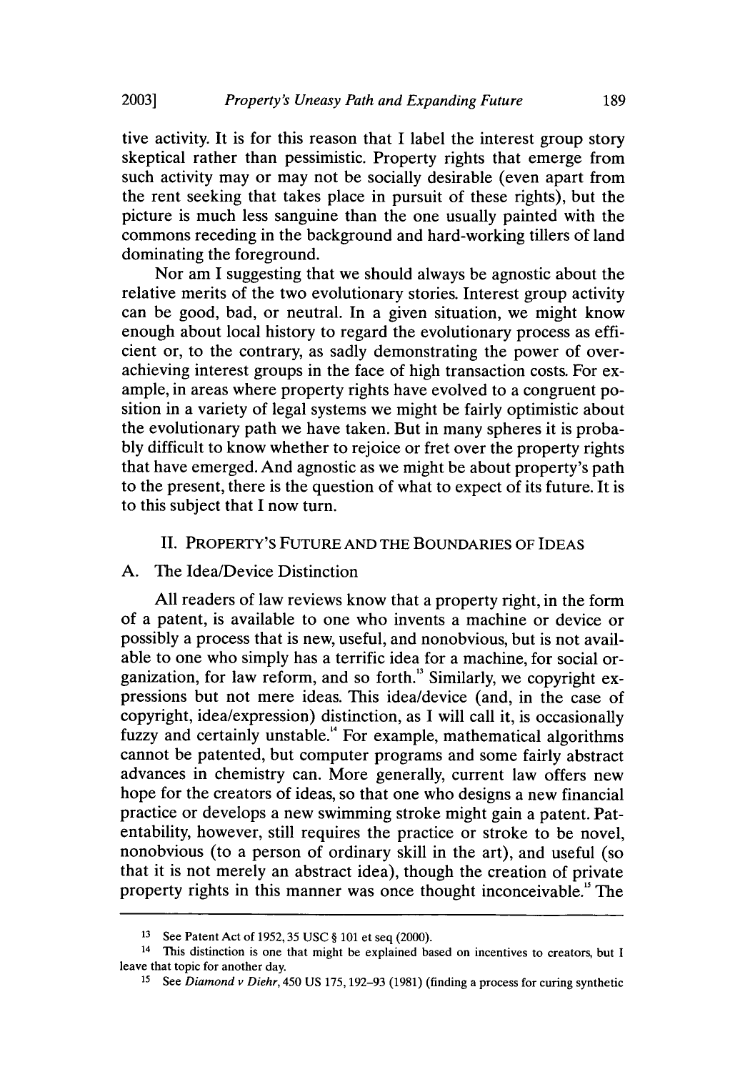tive activity. It is for this reason that I label the interest group story skeptical rather than pessimistic. Property rights that emerge from such activity may or may not be socially desirable (even apart from the rent seeking that takes place in pursuit of these rights), but the picture is much less sanguine than the one usually painted with the commons receding in the background and hard-working tillers of land dominating the foreground.

Nor am I suggesting that we should always be agnostic about the relative merits of the two evolutionary stories. Interest group activity can be good, bad, or neutral. In a given situation, we might know enough about local history to regard the evolutionary process as efficient or, to the contrary, as sadly demonstrating the power of overachieving interest groups in the face of high transaction costs. For example, in areas where property rights have evolved to a congruent position in a variety of legal systems we might be fairly optimistic about the evolutionary path we have taken. But in many spheres it is probably difficult to know whether to rejoice or fret over the property rights that have emerged. And agnostic as we might be about property's path to the present, there is the question of what to expect of its future. It is to this subject that I now turn.

## II. PROPERTY'S FUTURE AND THE BOUNDARIES OF IDEAS

### A. The Idea/Device Distinction

All readers of law reviews know that a property right, in the form of a patent, is available to one who invents a machine or device or possibly a process that is new, useful, and nonobvious, but is not available to one who simply has a terrific idea for a machine, for social organization, for law reform, and so forth.[13] Similarly, we copyright expressions but not mere ideas. This idea/device (and, in the case of copyright, idea/expression) distinction, as I will call it, is occasionally fuzzy and certainly unstable.[14] For example, mathematical algorithms cannot be patented, but computer programs and some fairly abstract advances in chemistry can. More generally, current law offers new hope for the creators of ideas, so that one who designs a new financial practice or develops a new swimming stroke might gain a patent. Patentability, however, still requires the practice or stroke to be novel, nonobvious (to a person of ordinary skill in the art), and useful (so that it is not merely an abstract idea), though the creation of private property rights in this manner was once thought inconceivable.[15] The

---

[13] See Patent Act of 1952, 35 USC § 101 et seq (2000).

[14] This distinction is one that might be explained based on incentives to creators, but I leave that topic for another day.

[15] See *Diamond v Diehr*, 450 US 175, 192–93 (1981) (finding a process for curing synthetic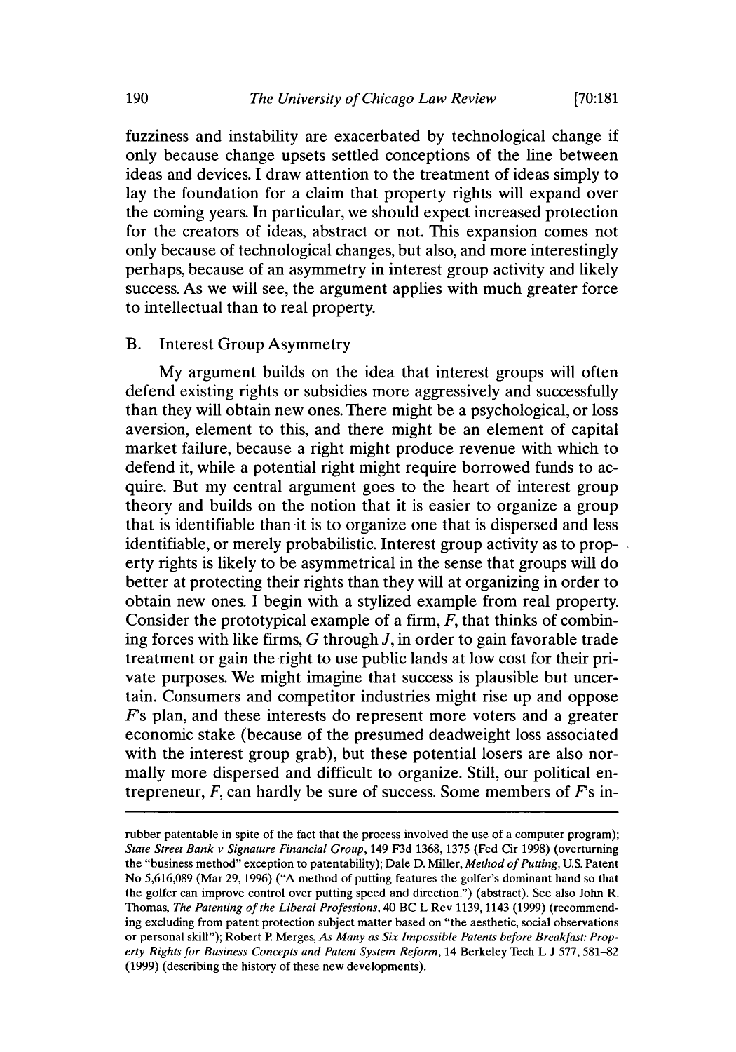fuzziness and instability are exacerbated by technological change if only because change upsets settled conceptions of the line between ideas and devices. I draw attention to the treatment of ideas simply to lay the foundation for a claim that property rights will expand over the coming years. In particular, we should expect increased protection for the creators of ideas, abstract or not. This expansion comes not only because of technological changes, but also, and more interestingly perhaps, because of an asymmetry in interest group activity and likely success. As we will see, the argument applies with much greater force to intellectual than to real property.

## B. Interest Group Asymmetry

My argument builds on the idea that interest groups will often defend existing rights or subsidies more aggressively and successfully than they will obtain new ones. There might be a psychological, or loss aversion, element to this, and there might be an element of capital market failure, because a right might produce revenue with which to defend it, while a potential right might require borrowed funds to acquire. But my central argument goes to the heart of interest group theory and builds on the notion that it is easier to organize a group that is identifiable than it is to organize one that is dispersed and less identifiable, or merely probabilistic. Interest group activity as to property rights is likely to be asymmetrical in the sense that groups will do better at protecting their rights than they will at organizing in order to obtain new ones. I begin with a stylized example from real property. Consider the prototypical example of a firm, *F*, that thinks of combining forces with like firms, *G* through *J*, in order to gain favorable trade treatment or gain the right to use public lands at low cost for their private purposes. We might imagine that success is plausible but uncertain. Consumers and competitor industries might rise up and oppose *F*'s plan, and these interests do represent more voters and a greater economic stake (because of the presumed deadweight loss associated with the interest group grab), but these potential losers are also normally more dispersed and difficult to organize. Still, our political entrepreneur, *F*, can hardly be sure of success. Some members of *F*'s in-

---

rubber patentable in spite of the fact that the process involved the use of a computer program); *State Street Bank v Signature Financial Group*, 149 F3d 1368, 1375 (Fed Cir 1998) (overturning the "business method" exception to patentability); Dale D. Miller, *Method of Putting*, U.S. Patent No 5,616,089 (Mar 29, 1996) ("A method of putting features the golfer's dominant hand so that the golfer can improve control over putting speed and direction.") (abstract). See also John R. Thomas, *The Patenting of the Liberal Professions*, 40 BC L Rev 1139, 1143 (1999) (recommending excluding from patent protection subject matter based on "the aesthetic, social observations or personal skill"); Robert P. Merges, *As Many as Six Impossible Patents before Breakfast: Property Rights for Business Concepts and Patent System Reform*, 14 Berkeley Tech L J 577, 581–82 (1999) (describing the history of these new developments).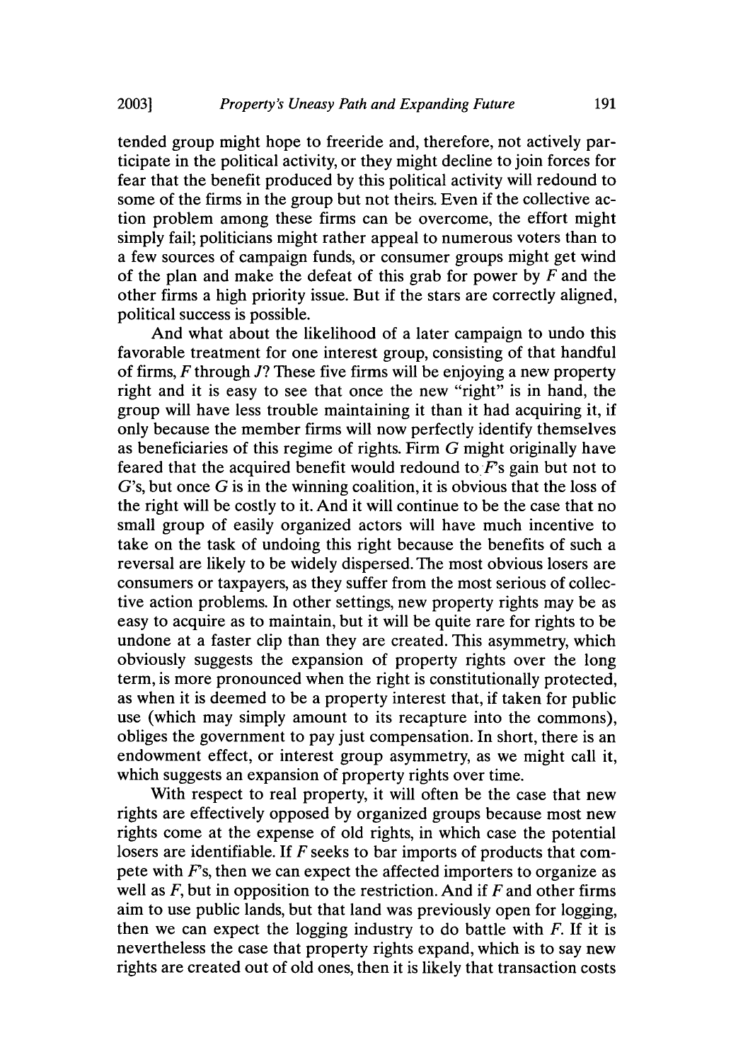tended group might hope to freeride and, therefore, not actively participate in the political activity, or they might decline to join forces for fear that the benefit produced by this political activity will redound to some of the firms in the group but not theirs. Even if the collective action problem among these firms can be overcome, the effort might simply fail; politicians might rather appeal to numerous voters than to a few sources of campaign funds, or consumer groups might get wind of the plan and make the defeat of this grab for power by *F* and the other firms a high priority issue. But if the stars are correctly aligned, political success is possible.

And what about the likelihood of a later campaign to undo this favorable treatment for one interest group, consisting of that handful of firms, *F* through *J*? These five firms will be enjoying a new property right and it is easy to see that once the new "right" is in hand, the group will have less trouble maintaining it than it had acquiring it, if only because the member firms will now perfectly identify themselves as beneficiaries of this regime of rights. Firm *G* might originally have feared that the acquired benefit would redound to *F*'s gain but not to *G*'s, but once *G* is in the winning coalition, it is obvious that the loss of the right will be costly to it. And it will continue to be the case that no small group of easily organized actors will have much incentive to take on the task of undoing this right because the benefits of such a reversal are likely to be widely dispersed. The most obvious losers are consumers or taxpayers, as they suffer from the most serious of collective action problems. In other settings, new property rights may be as easy to acquire as to maintain, but it will be quite rare for rights to be undone at a faster clip than they are created. This asymmetry, which obviously suggests the expansion of property rights over the long term, is more pronounced when the right is constitutionally protected, as when it is deemed to be a property interest that, if taken for public use (which may simply amount to its recapture into the commons), obliges the government to pay just compensation. In short, there is an endowment effect, or interest group asymmetry, as we might call it, which suggests an expansion of property rights over time.

With respect to real property, it will often be the case that new rights are effectively opposed by organized groups because most new rights come at the expense of old rights, in which case the potential losers are identifiable. If *F* seeks to bar imports of products that compete with *F*'s, then we can expect the affected importers to organize as well as *F*, but in opposition to the restriction. And if *F* and other firms aim to use public lands, but that land was previously open for logging, then we can expect the logging industry to do battle with *F*. If it is nevertheless the case that property rights expand, which is to say new rights are created out of old ones, then it is likely that transaction costs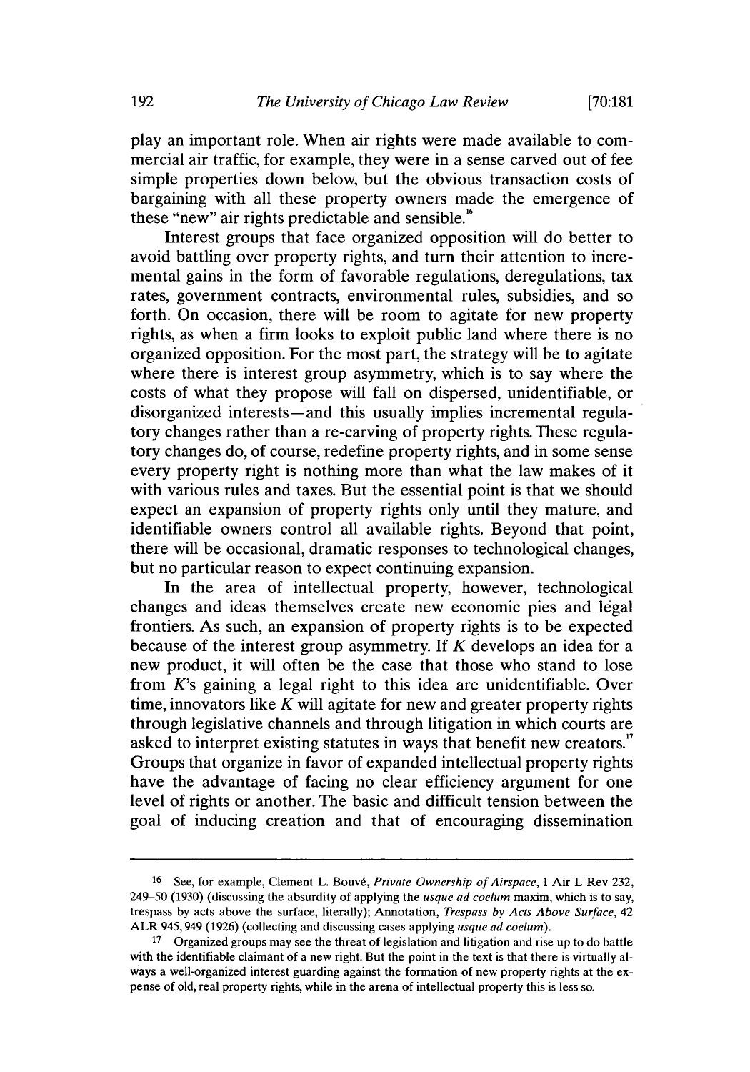play an important role. When air rights were made available to commercial air traffic, for example, they were in a sense carved out of fee simple properties down below, but the obvious transaction costs of bargaining with all these property owners made the emergence of these "new" air rights predictable and sensible.[16]

Interest groups that face organized opposition will do better to avoid battling over property rights, and turn their attention to incremental gains in the form of favorable regulations, deregulations, tax rates, government contracts, environmental rules, subsidies, and so forth. On occasion, there will be room to agitate for new property rights, as when a firm looks to exploit public land where there is no organized opposition. For the most part, the strategy will be to agitate where there is interest group asymmetry, which is to say where the costs of what they propose will fall on dispersed, unidentifiable, or disorganized interests—and this usually implies incremental regulatory changes rather than a re-carving of property rights. These regulatory changes do, of course, redefine property rights, and in some sense every property right is nothing more than what the law makes of it with various rules and taxes. But the essential point is that we should expect an expansion of property rights only until they mature, and identifiable owners control all available rights. Beyond that point, there will be occasional, dramatic responses to technological changes, but no particular reason to expect continuing expansion.

In the area of intellectual property, however, technological changes and ideas themselves create new economic pies and legal frontiers. As such, an expansion of property rights is to be expected because of the interest group asymmetry. If *K* develops an idea for a new product, it will often be the case that those who stand to lose from *K*'s gaining a legal right to this idea are unidentifiable. Over time, innovators like *K* will agitate for new and greater property rights through legislative channels and through litigation in which courts are asked to interpret existing statutes in ways that benefit new creators.[17] Groups that organize in favor of expanded intellectual property rights have the advantage of facing no clear efficiency argument for one level of rights or another. The basic and difficult tension between the goal of inducing creation and that of encouraging dissemination

---

[16] See, for example, Clement L. Bouvé, *Private Ownership of Airspace*, 1 Air L Rev 232, 249–50 (1930) (discussing the absurdity of applying the *usque ad coelum* maxim, which is to say, trespass by acts above the surface, literally); Annotation, *Trespass by Acts Above Surface*, 42 ALR 945, 949 (1926) (collecting and discussing cases applying *usque ad coelum*).

[17] Organized groups may see the threat of legislation and litigation and rise up to do battle with the identifiable claimant of a new right. But the point in the text is that there is virtually always a well-organized interest guarding against the formation of new property rights at the expense of old, real property rights, while in the arena of intellectual property this is less so.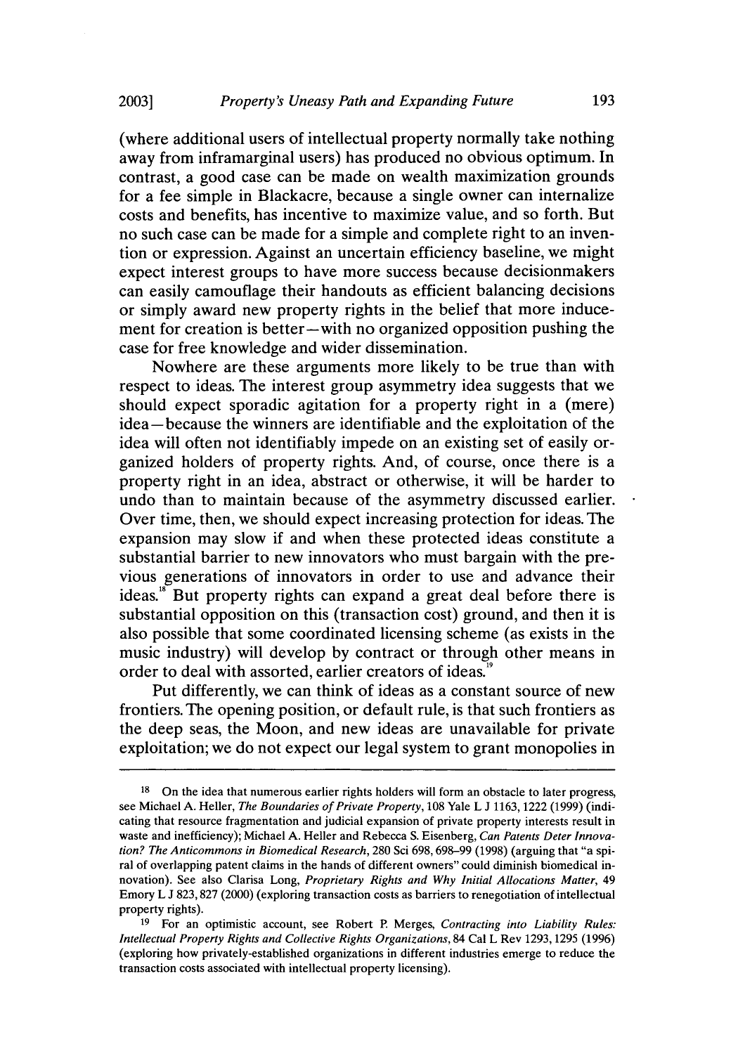(where additional users of intellectual property normally take nothing away from inframarginal users) has produced no obvious optimum. In contrast, a good case can be made on wealth maximization grounds for a fee simple in Blackacre, because a single owner can internalize costs and benefits, has incentive to maximize value, and so forth. But no such case can be made for a simple and complete right to an invention or expression. Against an uncertain efficiency baseline, we might expect interest groups to have more success because decisionmakers can easily camouflage their handouts as efficient balancing decisions or simply award new property rights in the belief that more inducement for creation is better—with no organized opposition pushing the case for free knowledge and wider dissemination.

Nowhere are these arguments more likely to be true than with respect to ideas. The interest group asymmetry idea suggests that we should expect sporadic agitation for a property right in a (mere) idea—because the winners are identifiable and the exploitation of the idea will often not identifiably impede on an existing set of easily organized holders of property rights. And, of course, once there is a property right in an idea, abstract or otherwise, it will be harder to undo than to maintain because of the asymmetry discussed earlier. Over time, then, we should expect increasing protection for ideas. The expansion may slow if and when these protected ideas constitute a substantial barrier to new innovators who must bargain with the previous generations of innovators in order to use and advance their ideas.[18] But property rights can expand a great deal before there is substantial opposition on this (transaction cost) ground, and then it is also possible that some coordinated licensing scheme (as exists in the music industry) will develop by contract or through other means in order to deal with assorted, earlier creators of ideas.[19]

Put differently, we can think of ideas as a constant source of new frontiers. The opening position, or default rule, is that such frontiers as the deep seas, the Moon, and new ideas are unavailable for private exploitation; we do not expect our legal system to grant monopolies in

---

18 On the idea that numerous earlier rights holders will form an obstacle to later progress, see Michael A. Heller, *The Boundaries of Private Property*, 108 Yale L J 1163, 1222 (1999) (indicating that resource fragmentation and judicial expansion of private property interests result in waste and inefficiency); Michael A. Heller and Rebecca S. Eisenberg, *Can Patents Deter Innovation? The Anticommons in Biomedical Research*, 280 Sci 698, 698–99 (1998) (arguing that "a spiral of overlapping patent claims in the hands of different owners" could diminish biomedical innovation). See also Clarisa Long, *Proprietary Rights and Why Initial Allocations Matter*, 49 Emory L J 823, 827 (2000) (exploring transaction costs as barriers to renegotiation of intellectual property rights).

19 For an optimistic account, see Robert P. Merges, *Contracting into Liability Rules: Intellectual Property Rights and Collective Rights Organizations*, 84 Cal L Rev 1293, 1295 (1996) (exploring how privately-established organizations in different industries emerge to reduce the transaction costs associated with intellectual property licensing).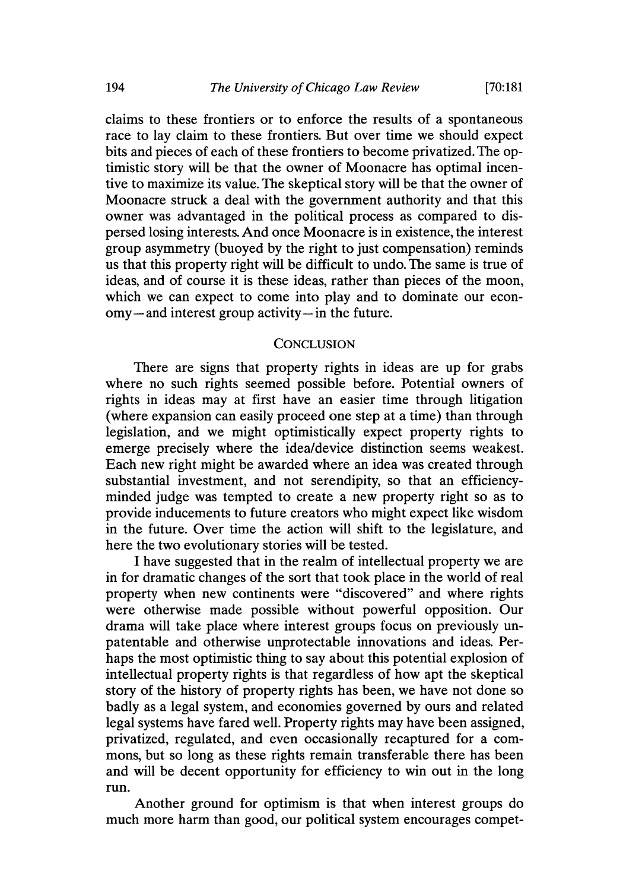claims to these frontiers or to enforce the results of a spontaneous race to lay claim to these frontiers. But over time we should expect bits and pieces of each of these frontiers to become privatized. The optimistic story will be that the owner of Moonacre has optimal incentive to maximize its value. The skeptical story will be that the owner of Moonacre struck a deal with the government authority and that this owner was advantaged in the political process as compared to dispersed losing interests. And once Moonacre is in existence, the interest group asymmetry (buoyed by the right to just compensation) reminds us that this property right will be difficult to undo. The same is true of ideas, and of course it is these ideas, rather than pieces of the moon, which we can expect to come into play and to dominate our economy—and interest group activity—in the future.

## CONCLUSION

There are signs that property rights in ideas are up for grabs where no such rights seemed possible before. Potential owners of rights in ideas may at first have an easier time through litigation (where expansion can easily proceed one step at a time) than through legislation, and we might optimistically expect property rights to emerge precisely where the idea/device distinction seems weakest. Each new right might be awarded where an idea was created through substantial investment, and not serendipity, so that an efficiency-minded judge was tempted to create a new property right so as to provide inducements to future creators who might expect like wisdom in the future. Over time the action will shift to the legislature, and here the two evolutionary stories will be tested.

I have suggested that in the realm of intellectual property we are in for dramatic changes of the sort that took place in the world of real property when new continents were "discovered" and where rights were otherwise made possible without powerful opposition. Our drama will take place where interest groups focus on previously unpatentable and otherwise unprotectable innovations and ideas. Perhaps the most optimistic thing to say about this potential explosion of intellectual property rights is that regardless of how apt the skeptical story of the history of property rights has been, we have not done so badly as a legal system, and economies governed by ours and related legal systems have fared well. Property rights may have been assigned, privatized, regulated, and even occasionally recaptured for a commons, but so long as these rights remain transferable there has been and will be decent opportunity for efficiency to win out in the long run.

Another ground for optimism is that when interest groups do much more harm than good, our political system encourages compet-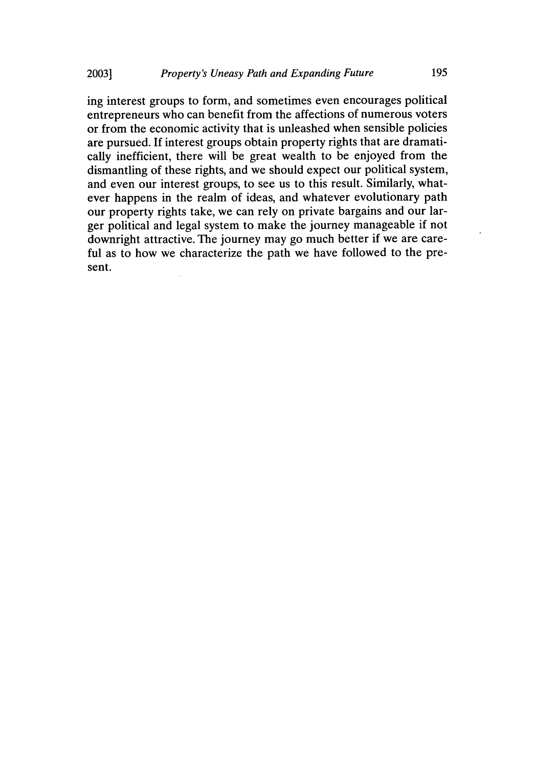ing interest groups to form, and sometimes even encourages political entrepreneurs who can benefit from the affections of numerous voters or from the economic activity that is unleashed when sensible policies are pursued. If interest groups obtain property rights that are dramatically inefficient, there will be great wealth to be enjoyed from the dismantling of these rights, and we should expect our political system, and even our interest groups, to see us to this result. Similarly, whatever happens in the realm of ideas, and whatever evolutionary path our property rights take, we can rely on private bargains and our larger political and legal system to make the journey manageable if not downright attractive. The journey may go much better if we are careful as to how we characterize the path we have followed to the present.